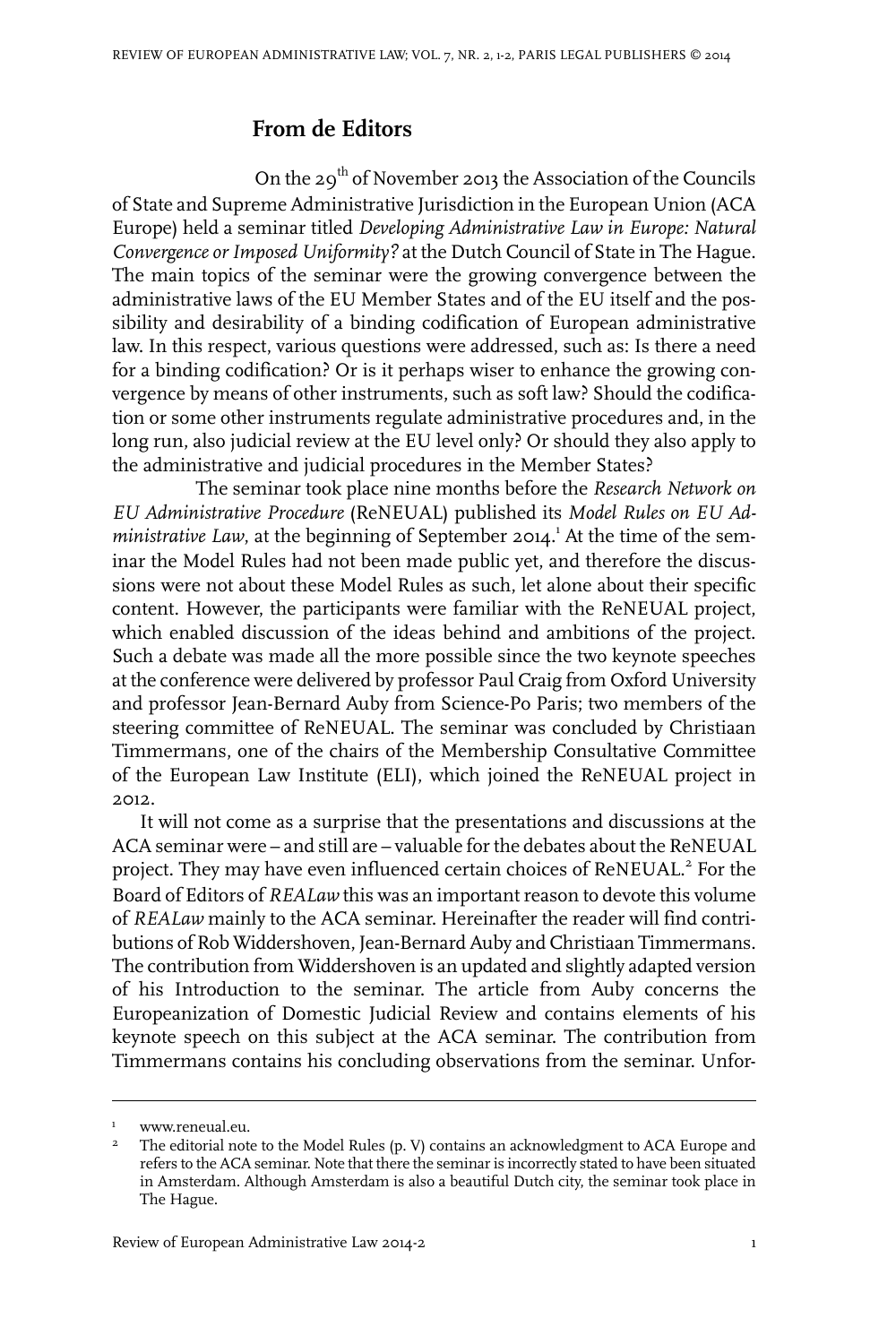# From de Editors

On the 29th of November 2013 the Association of the Councils of State and Supreme Administrative Jurisdiction in the European Union (ACA Europe) held a seminar titled *Developing Administrative Law in Europe: Natural Convergence or Imposed Uniformity?* at the Dutch Council of State in The Hague. The main topics of the seminar were the growing convergence between the administrative laws of the EU Member States and of the EU itself and the possibility and desirability of a binding codification of European administrative law. In this respect, various questions were addressed, such as: Is there a need for a binding codification? Or is it perhaps wiser to enhance the growing convergence by means of other instruments, such as soft law? Should the codification or some other instruments regulate administrative procedures and, in the long run, also judicial review at the EU level only? Or should they also apply to the administrative and judicial procedures in the Member States?

The seminar took place nine months before the *Research Network on EU Administrative Procedure* (ReNEUAL) published its *Model Rules on EU Administrative Law*, at the beginning of September 2014.[1] At the time of the seminar the Model Rules had not been made public yet, and therefore the discussions were not about these Model Rules as such, let alone about their specific content. However, the participants were familiar with the ReNEUAL project, which enabled discussion of the ideas behind and ambitions of the project. Such a debate was made all the more possible since the two keynote speeches at the conference were delivered by professor Paul Craig from Oxford University and professor Jean-Bernard Auby from Science-Po Paris; two members of the steering committee of ReNEUAL. The seminar was concluded by Christiaan Timmermans, one of the chairs of the Membership Consultative Committee of the European Law Institute (ELI), which joined the ReNEUAL project in 2012.

It will not come as a surprise that the presentations and discussions at the ACA seminar were – and still are – valuable for the debates about the ReNEUAL project. They may have even influenced certain choices of ReNEUAL.[2] For the Board of Editors of *REALaw* this was an important reason to devote this volume of *REALaw* mainly to the ACA seminar. Hereinafter the reader will find contributions of Rob Widdershoven, Jean-Bernard Auby and Christiaan Timmermans. The contribution from Widdershoven is an updated and slightly adapted version of his Introduction to the seminar. The article from Auby concerns the Europeanization of Domestic Judicial Review and contains elements of his keynote speech on this subject at the ACA seminar. The contribution from Timmermans contains his concluding observations from the seminar. Unfor-

---

1 www.reneual.eu.

2 The editorial note to the Model Rules (p. V) contains an acknowledgment to ACA Europe and refers to the ACA seminar. Note that there the seminar is incorrectly stated to have been situated in Amsterdam. Although Amsterdam is also a beautiful Dutch city, the seminar took place in The Hague.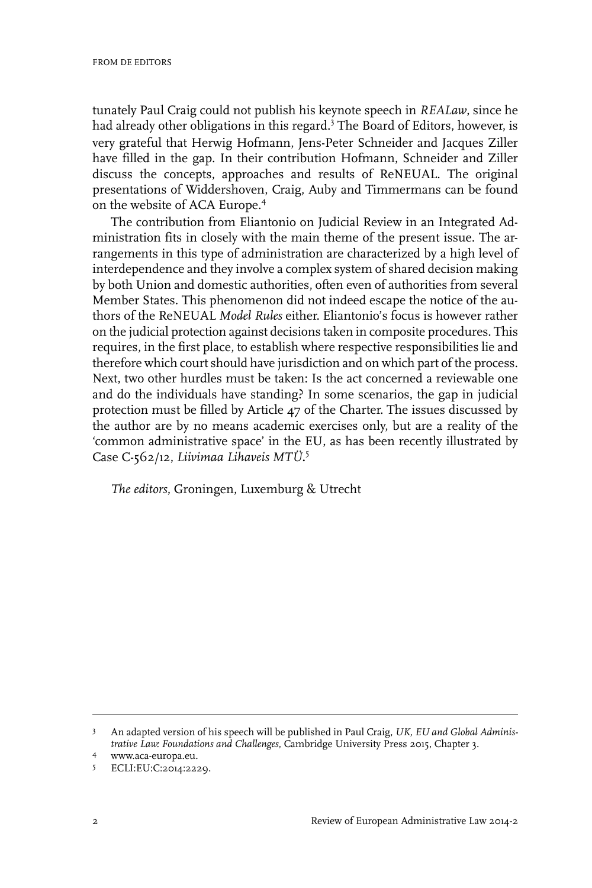tunately Paul Craig could not publish his keynote speech in *REALaw*, since he had already other obligations in this regard.[3] The Board of Editors, however, is very grateful that Herwig Hofmann, Jens-Peter Schneider and Jacques Ziller have filled in the gap. In their contribution Hofmann, Schneider and Ziller discuss the concepts, approaches and results of ReNEUAL. The original presentations of Widdershoven, Craig, Auby and Timmermans can be found on the website of ACA Europe.[4]

The contribution from Eliantonio on Judicial Review in an Integrated Administration fits in closely with the main theme of the present issue. The arrangements in this type of administration are characterized by a high level of interdependence and they involve a complex system of shared decision making by both Union and domestic authorities, often even of authorities from several Member States. This phenomenon did not indeed escape the notice of the authors of the ReNEUAL *Model Rules* either. Eliantonio's focus is however rather on the judicial protection against decisions taken in composite procedures. This requires, in the first place, to establish where respective responsibilities lie and therefore which court should have jurisdiction and on which part of the process. Next, two other hurdles must be taken: Is the act concerned a reviewable one and do the individuals have standing? In some scenarios, the gap in judicial protection must be filled by Article 47 of the Charter. The issues discussed by the author are by no means academic exercises only, but are a reality of the 'common administrative space' in the EU, as has been recently illustrated by Case C-562/12, *Liivimaa Lihaveis MTÜ*.[5]

*The editors*, Groningen, Luxemburg & Utrecht

---

3 An adapted version of his speech will be published in Paul Craig, *UK, EU and Global Administrative Law: Foundations and Challenges*, Cambridge University Press 2015, Chapter 3.

4 www.aca-europa.eu.

5 ECLI:EU:C:2014:2229.